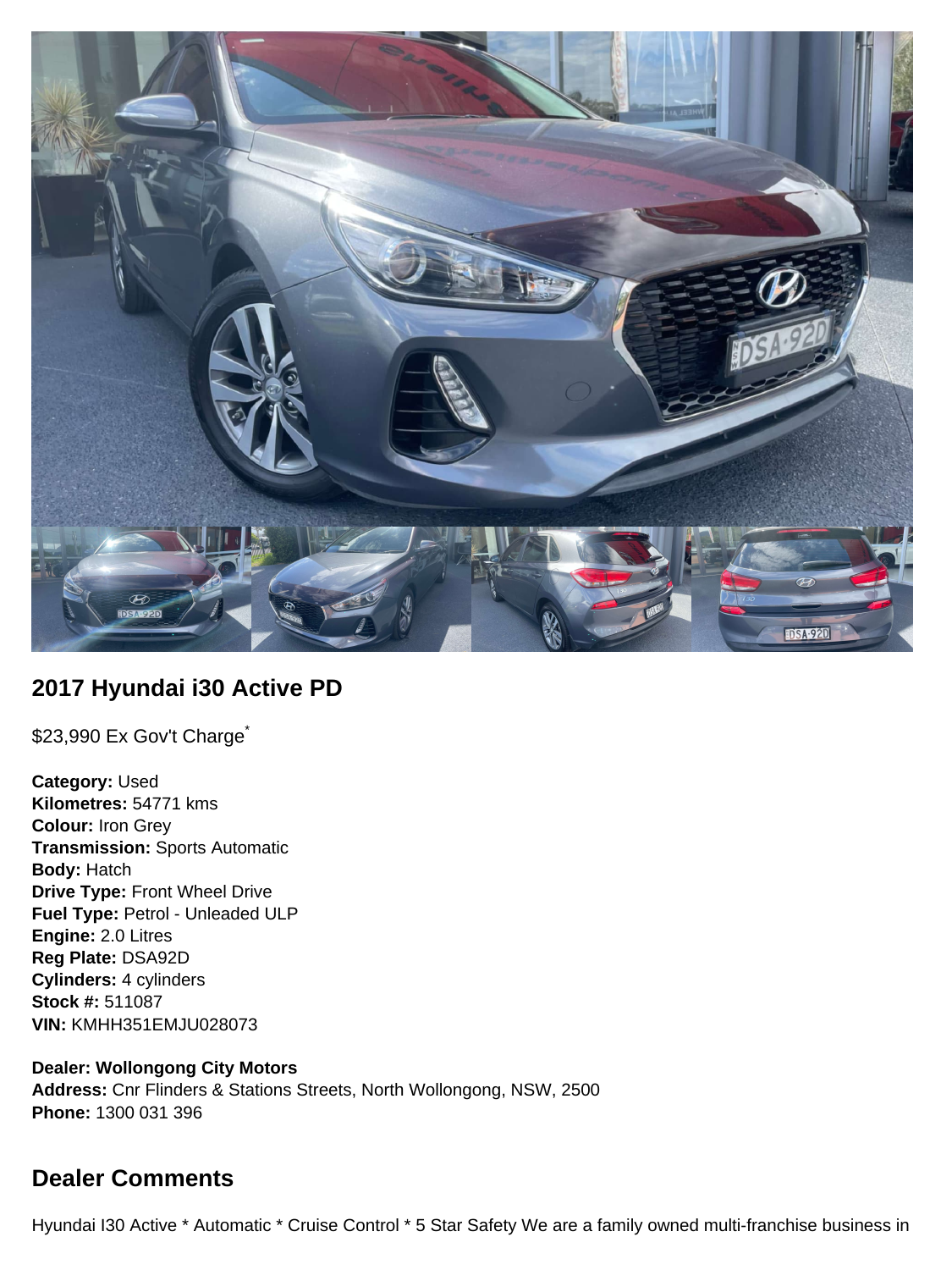## 2017 Hyundai i30 Active PD

$23,990 Ex Gov't Charge*

**Category:** Used
**Kilometres:** 54771 kms
**Colour:** Iron Grey
**Transmission:** Sports Automatic
**Body:** Hatch
**Drive Type:** Front Wheel Drive
**Fuel Type:** Petrol - Unleaded ULP
**Engine:** 2.0 Litres
**Reg Plate:** DSA92D
**Cylinders:** 4 cylinders
**Stock #:** 511087
**VIN:** KMHH351EMJU028073

**Dealer: Wollongong City Motors**
**Address:** Cnr Flinders & Stations Streets, North Wollongong, NSW, 2500
**Phone:** 1300 031 396

## Dealer Comments

Hyundai I30 Active * Automatic * Cruise Control * 5 Star Safety We are a family owned multi-franchise business in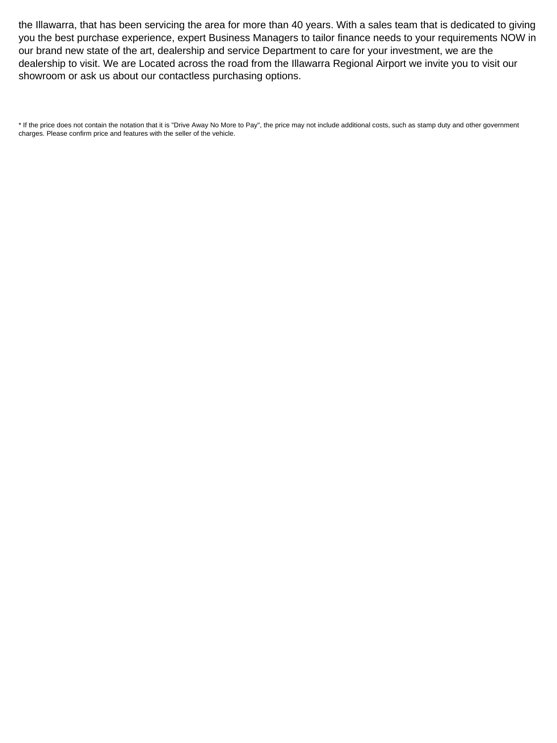the Illawarra, that has been servicing the area for more than 40 years. With a sales team that is dedicated to giving you the best purchase experience, expert Business Managers to tailor finance needs to your requirements NOW in our brand new state of the art, dealership and service Department to care for your investment, we are the dealership to visit. We are Located across the road from the Illawarra Regional Airport we invite you to visit our showroom or ask us about our contactless purchasing options.

* If the price does not contain the notation that it is "Drive Away No More to Pay", the price may not include additional costs, such as stamp duty and other government charges. Please confirm price and features with the seller of the vehicle.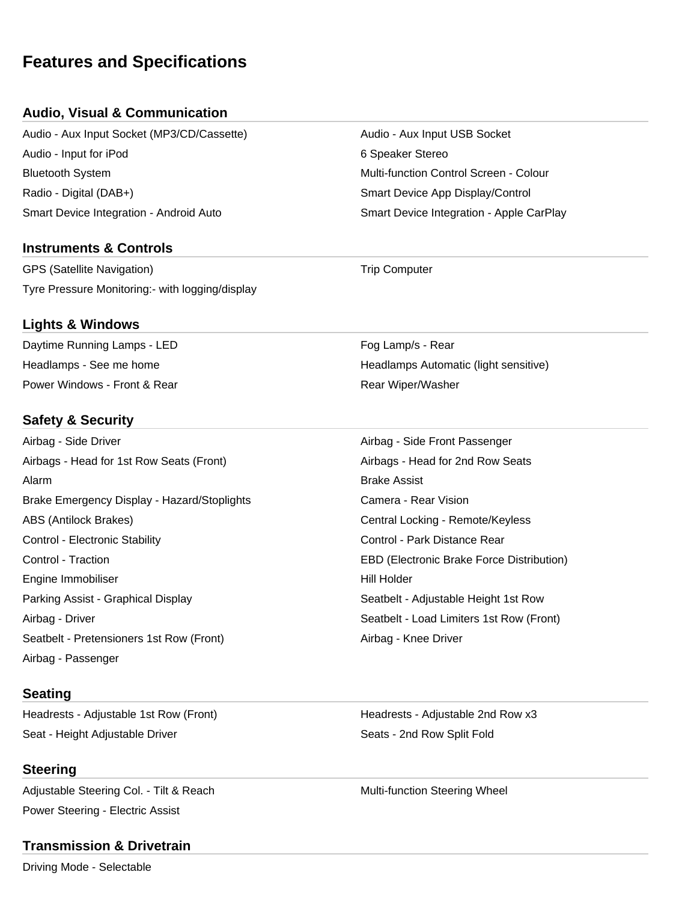# Features and Specifications

## Audio, Visual & Communication

- Audio - Aux Input Socket (MP3/CD/Cassette)
- Audio - Aux Input USB Socket
- Audio - Input for iPod
- 6 Speaker Stereo
- Bluetooth System
- Multi-function Control Screen - Colour
- Radio - Digital (DAB+)
- Smart Device App Display/Control
- Smart Device Integration - Android Auto
- Smart Device Integration - Apple CarPlay

## Instruments & Controls

- GPS (Satellite Navigation)
- Trip Computer
- Tyre Pressure Monitoring:- with logging/display

## Lights & Windows

- Daytime Running Lamps - LED
- Fog Lamp/s - Rear
- Headlamps - See me home
- Headlamps Automatic (light sensitive)
- Power Windows - Front & Rear
- Rear Wiper/Washer

## Safety & Security

- Airbag - Side Driver
- Airbag - Side Front Passenger
- Airbags - Head for 1st Row Seats (Front)
- Airbags - Head for 2nd Row Seats
- Alarm
- Brake Assist
- Brake Emergency Display - Hazard/Stoplights
- Camera - Rear Vision
- ABS (Antilock Brakes)
- Central Locking - Remote/Keyless
- Control - Electronic Stability
- Control - Park Distance Rear
- Control - Traction
- EBD (Electronic Brake Force Distribution)
- Engine Immobiliser
- Hill Holder
- Parking Assist - Graphical Display
- Seatbelt - Adjustable Height 1st Row
- Airbag - Driver
- Seatbelt - Load Limiters 1st Row (Front)
- Seatbelt - Pretensioners 1st Row (Front)
- Airbag - Knee Driver
- Airbag - Passenger

## Seating

- Headrests - Adjustable 1st Row (Front)
- Headrests - Adjustable 2nd Row x3
- Seat - Height Adjustable Driver
- Seats - 2nd Row Split Fold

## Steering

- Adjustable Steering Col. - Tilt & Reach
- Multi-function Steering Wheel
- Power Steering - Electric Assist

## Transmission & Drivetrain

- Driving Mode - Selectable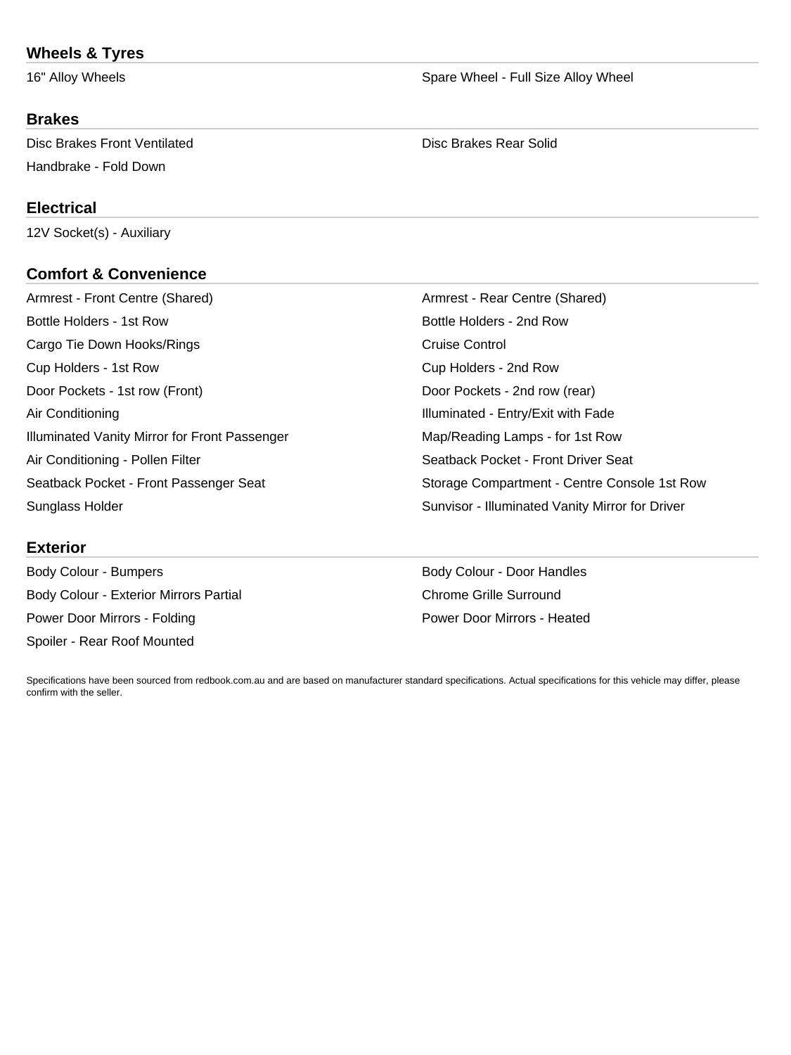## Wheels & Tyres

16" Alloy Wheels

Spare Wheel - Full Size Alloy Wheel

## Brakes

Disc Brakes Front Ventilated

Disc Brakes Rear Solid

Handbrake - Fold Down

## Electrical

12V Socket(s) - Auxiliary

## Comfort & Convenience

Armrest - Front Centre (Shared)

Armrest - Rear Centre (Shared)

Bottle Holders - 1st Row

Bottle Holders - 2nd Row

Cargo Tie Down Hooks/Rings

Cruise Control

Cup Holders - 1st Row

Cup Holders - 2nd Row

Door Pockets - 1st row (Front)

Door Pockets - 2nd row (rear)

Air Conditioning

Illuminated - Entry/Exit with Fade

Illuminated Vanity Mirror for Front Passenger

Map/Reading Lamps - for 1st Row

Air Conditioning - Pollen Filter

Seatback Pocket - Front Driver Seat

Seatback Pocket - Front Passenger Seat

Storage Compartment - Centre Console 1st Row

Sunglass Holder

Sunvisor - Illuminated Vanity Mirror for Driver

## Exterior

Body Colour - Bumpers

Body Colour - Door Handles

Body Colour - Exterior Mirrors Partial

Chrome Grille Surround

Power Door Mirrors - Folding

Power Door Mirrors - Heated

Spoiler - Rear Roof Mounted

Specifications have been sourced from redbook.com.au and are based on manufacturer standard specifications. Actual specifications for this vehicle may differ, please confirm with the seller.